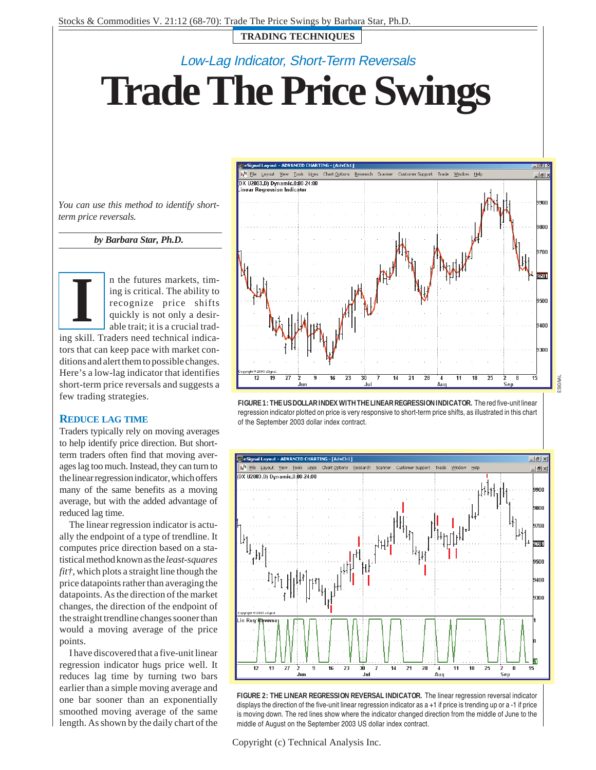**TRADING TECHNIQUES**

*Low-Lag Indicator, Short-Term Reversals*

# Trade The Price Swings

*You can use this method to identify short-term price reversals.*

***by Barbara Star, Ph.D.***

In the futures markets, timing is critical. The ability to recognize price shifts quickly is not only a desirable trait; it is a crucial trading skill. Traders need technical indicators that can keep pace with market conditions and alert them to possible changes. Here's a low-lag indicator that identifies short-term price reversals and suggests a few trading strategies.

## REDUCE LAG TIME

Traders typically rely on moving averages to help identify price direction. But short-term traders often find that moving averages lag too much. Instead, they can turn to the linear regression indicator, which offers many of the same benefits as a moving average, but with the added advantage of reduced lag time.

The linear regression indicator is actually the endpoint of a type of trendline. It computes price direction based on a statistical method known as the *least-squares fit†*, which plots a straight line though the price datapoints rather than averaging the datapoints. As the direction of the market changes, the direction of the endpoint of the straight trendline changes sooner than would a moving average of the price points.

I have discovered that a five-unit linear regression indicator hugs price well. It reduces lag time by turning two bars earlier than a simple moving average and one bar sooner than an exponentially smoothed moving average of the same length. As shown by the daily chart of the

**FIGURE 1: THE US DOLLAR INDEX WITH THE LINEAR REGRESSION INDICATOR.** The red five-unit linear regression indicator plotted on price is very responsive to short-term price shifts, as illustrated in this chart of the September 2003 dollar index contract.

**FIGURE 2: THE LINEAR REGRESSION REVERSAL INDICATOR.** The linear regression reversal indicator displays the direction of the five-unit linear regression indicator as a +1 if price is trending up or a -1 if price is moving down. The red lines show where the indicator changed direction from the middle of June to the middle of August on the September 2003 US dollar index contract.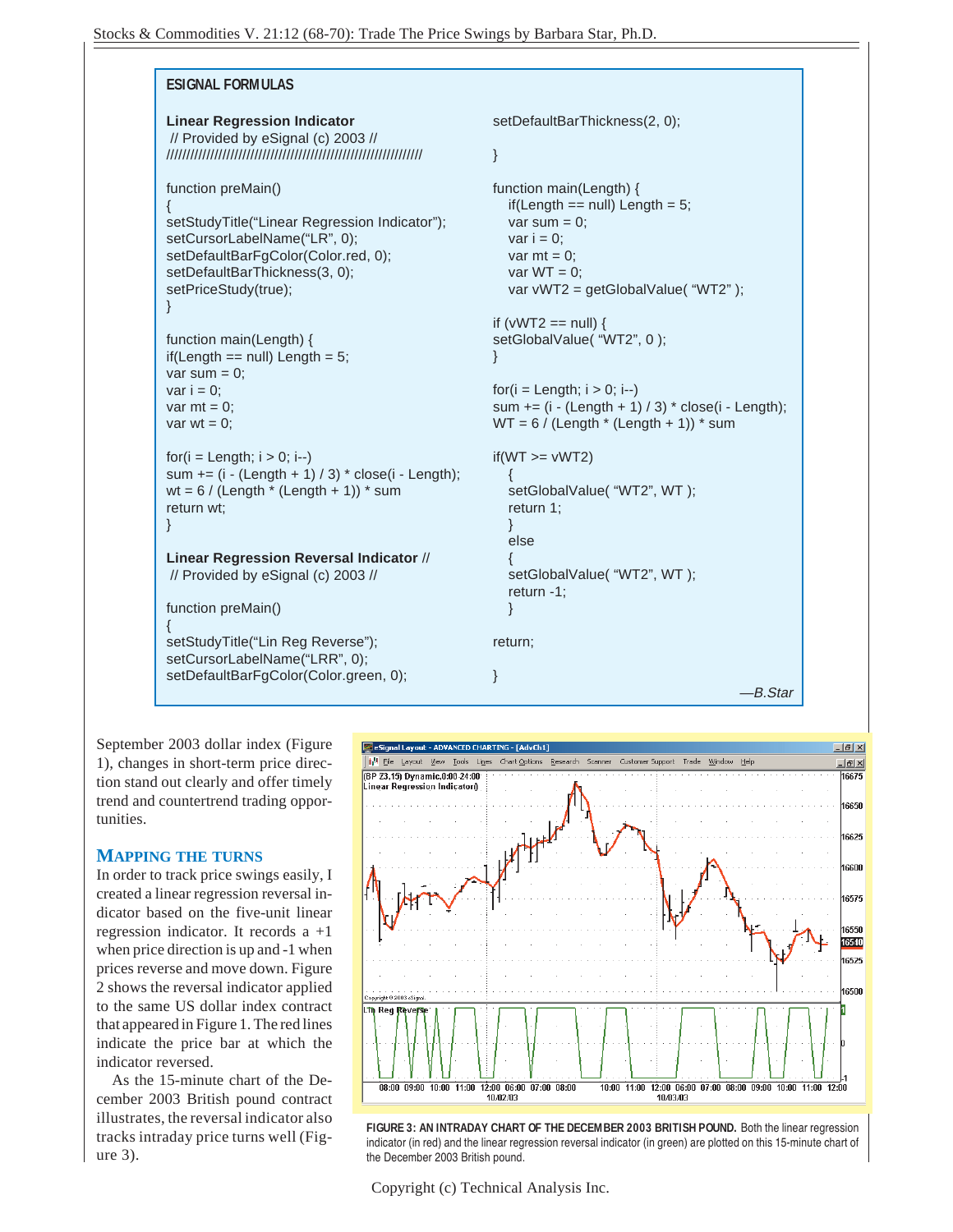## ESIGNAL FORMULAS

**Linear Regression Indicator**

```
// Provided by eSignal (c) 2003 //
//////////////////////////////////////////////////////////////

function preMain()
{
setStudyTitle("Linear Regression Indicator");
setCursorLabelName("LR", 0);
setDefaultBarFgColor(Color.red, 0);
setDefaultBarThickness(3, 0);
setPriceStudy(true);
}

function main(Length) {
if(Length == null) Length = 5;
var sum = 0;
var i = 0;
var mt = 0;
var wt = 0;

for(i = Length; i > 0; i--)
sum += (i - (Length + 1) / 3) * close(i - Length);
wt = 6 / (Length * (Length + 1)) * sum
return wt;
}
```

**Linear Regression Reversal Indicator** //

```
// Provided by eSignal (c) 2003 //

function preMain()
{
setStudyTitle("Lin Reg Reverse");
setCursorLabelName("LRR", 0);
setDefaultBarFgColor(Color.green, 0);
setDefaultBarThickness(2, 0);

}

function main(Length) {
   if(Length == null) Length = 5;
   var sum = 0;
   var i = 0;
   var mt = 0;
   var WT = 0;
   var vWT2 = getGlobalValue( "WT2" );

if (vWT2 == null) {
setGlobalValue( "WT2", 0 );
}

for(i = Length; i > 0; i--)
sum += (i - (Length + 1) / 3) * close(i - Length);
WT = 6 / (Length * (Length + 1)) * sum

if(WT >= vWT2)
   {
   setGlobalValue( "WT2", WT );
   return 1;
   }
   else
   {
   setGlobalValue( "WT2", WT );
   return -1;
   }

return;

}
```

—B.Star

September 2003 dollar index (Figure 1), changes in short-term price direction stand out clearly and offer timely trend and countertrend trading opportunities.

### MAPPING THE TURNS

In order to track price swings easily, I created a linear regression reversal indicator based on the five-unit linear regression indicator. It records a +1 when price direction is up and -1 when prices reverse and move down. Figure 2 shows the reversal indicator applied to the same US dollar index contract that appeared in Figure 1. The red lines indicate the price bar at which the indicator reversed.

As the 15-minute chart of the December 2003 British pound contract illustrates, the reversal indicator also tracks intraday price turns well (Figure 3).

**FIGURE 3: AN INTRADAY CHART OF THE DECEMBER 2003 BRITISH POUND.** Both the linear regression indicator (in red) and the linear regression reversal indicator (in green) are plotted on this 15-minute chart of the December 2003 British pound.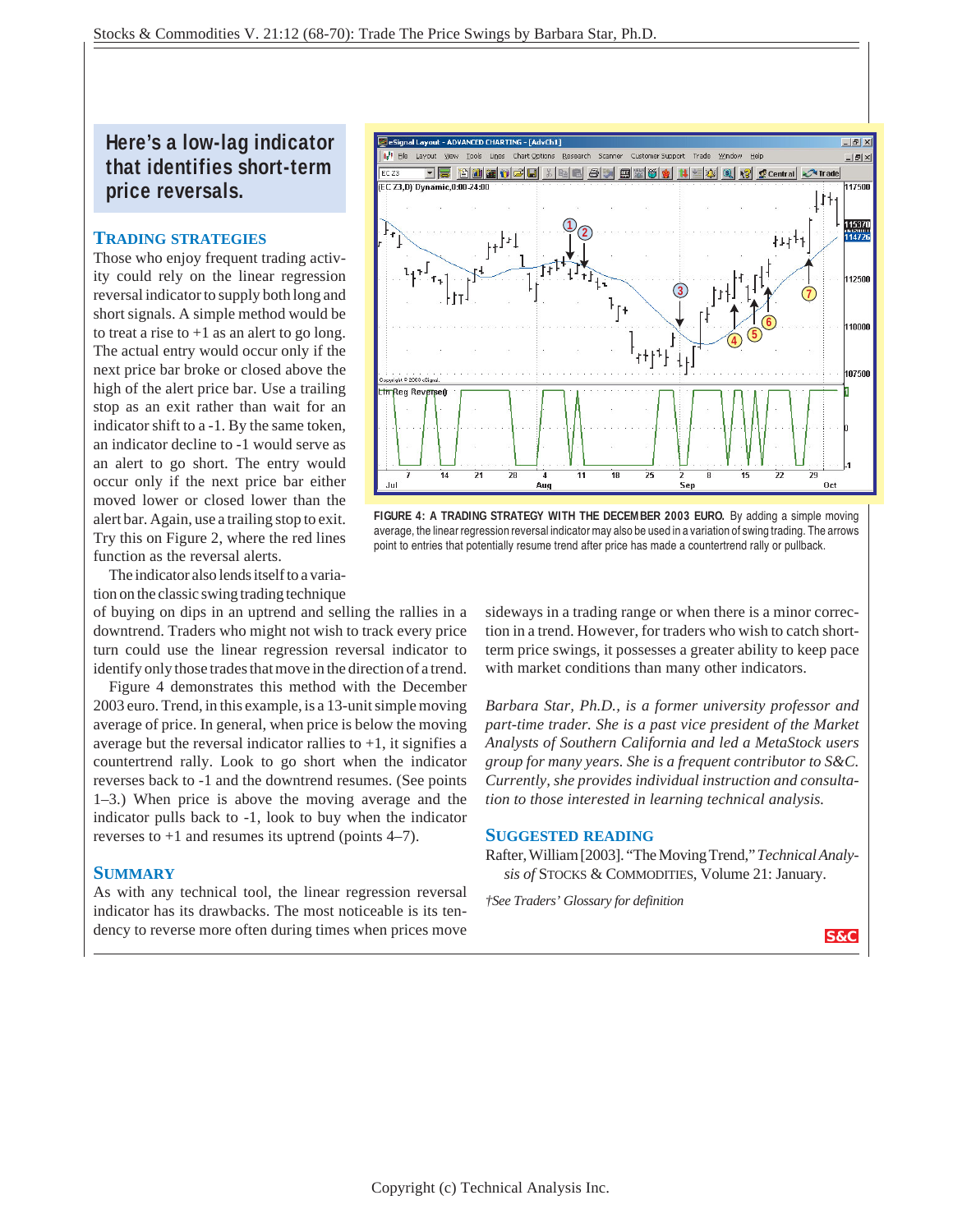## Here's a low-lag indicator that identifies short-term price reversals.

### TRADING STRATEGIES

Those who enjoy frequent trading activity could rely on the linear regression reversal indicator to supply both long and short signals. A simple method would be to treat a rise to +1 as an alert to go long. The actual entry would occur only if the next price bar broke or closed above the high of the alert price bar. Use a trailing stop as an exit rather than wait for an indicator shift to a -1. By the same token, an indicator decline to -1 would serve as an alert to go short. The entry would occur only if the next price bar either moved lower or closed lower than the alert bar. Again, use a trailing stop to exit. Try this on Figure 2, where the red lines function as the reversal alerts.

The indicator also lends itself to a variation on the classic swing trading technique of buying on dips in an uptrend and selling the rallies in a downtrend. Traders who might not wish to track every price turn could use the linear regression reversal indicator to identify only those trades that move in the direction of a trend.

Figure 4 demonstrates this method with the December 2003 euro. Trend, in this example, is a 13-unit simple moving average of price. In general, when price is below the moving average but the reversal indicator rallies to +1, it signifies a countertrend rally. Look to go short when the indicator reverses back to -1 and the downtrend resumes. (See points 1–3.) When price is above the moving average and the indicator pulls back to -1, look to buy when the indicator reverses to +1 and resumes its uptrend (points 4–7).

**FIGURE 4: A TRADING STRATEGY WITH THE DECEMBER 2003 EURO.** By adding a simple moving average, the linear regression reversal indicator may also be used in a variation of swing trading. The arrows point to entries that potentially resume trend after price has made a countertrend rally or pullback.

### SUMMARY

As with any technical tool, the linear regression reversal indicator has its drawbacks. The most noticeable is its tendency to reverse more often during times when prices move sideways in a trading range or when there is a minor correction in a trend. However, for traders who wish to catch short-term price swings, it possesses a greater ability to keep pace with market conditions than many other indicators.

*Barbara Star, Ph.D., is a former university professor and part-time trader. She is a past vice president of the Market Analysts of Southern California and led a MetaStock users group for many years. She is a frequent contributor to S&C. Currently, she provides individual instruction and consultation to those interested in learning technical analysis.*

### SUGGESTED READING

Rafter, William [2003]. "The Moving Trend," *Technical Analysis of* STOCKS & COMMODITIES, Volume 21: January.

*†See Traders' Glossary for definition*

S&C